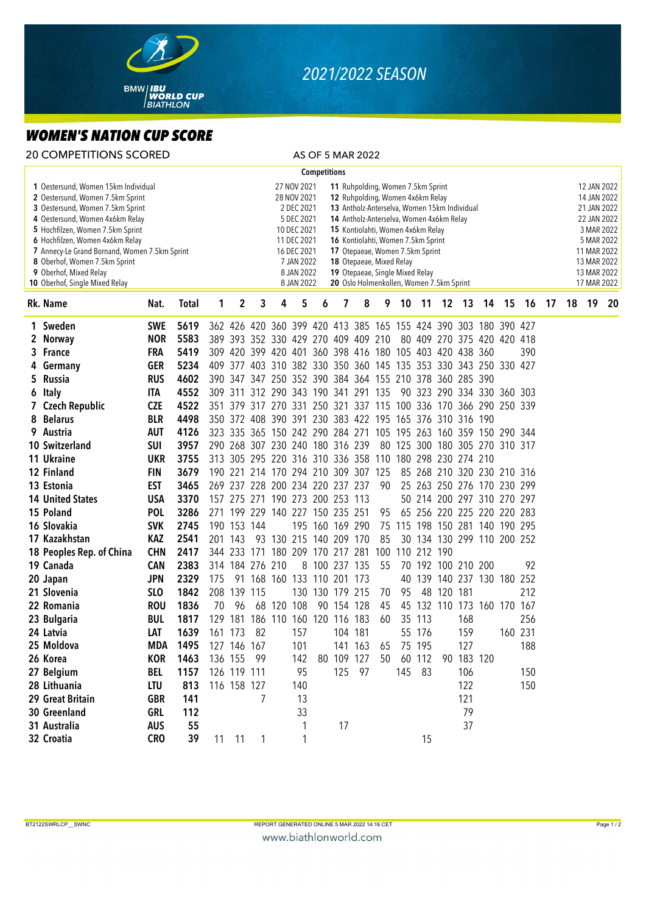# 2021/2022 SEASON

## WOMEN'S NATION CUP SCORE

20 COMPETITIONS SCORED — AS OF 5 MAR 2022

**Competitions**

| No. | Competition | Date | No. | Competition | Date |
|---|---|---|---|---|---|
| 1 | Oestersund, Women 15km Individual | 27 NOV 2021 | 11 | Ruhpolding, Women 7.5km Sprint | 12 JAN 2022 |
| 2 | Oestersund, Women 7.5km Sprint | 28 NOV 2021 | 12 | Ruhpolding, Women 4x6km Relay | 14 JAN 2022 |
| 3 | Oestersund, Women 7.5km Sprint | 2 DEC 2021 | 13 | Antholz-Anterselva, Women 15km Individual | 21 JAN 2022 |
| 4 | Oestersund, Women 4x6km Relay | 5 DEC 2021 | 14 | Antholz-Anterselva, Women 4x6km Relay | 22 JAN 2022 |
| 5 | Hochfilzen, Women 7.5km Sprint | 10 DEC 2021 | 15 | Kontiolahti, Women 4x6km Relay | 3 MAR 2022 |
| 6 | Hochfilzen, Women 4x6km Relay | 11 DEC 2021 | 16 | Kontiolahti, Women 7.5km Sprint | 5 MAR 2022 |
| 7 | Annecy-Le Grand Bornand, Women 7.5km Sprint | 16 DEC 2021 | 17 | Otepaeae, Women 7.5km Sprint | 11 MAR 2022 |
| 8 | Oberhof, Women 7.5km Sprint | 7 JAN 2022 | 18 | Otepaeae, Mixed Relay | 13 MAR 2022 |
| 9 | Oberhof, Mixed Relay | 8 JAN 2022 | 19 | Otepaeae, Single Mixed Relay | 13 MAR 2022 |
| 10 | Oberhof, Single Mixed Relay | 8 JAN 2022 | 20 | Oslo Holmenkollen, Women 7.5km Sprint | 17 MAR 2022 |

| Rk. | Name | Nat. | Total | 1 | 2 | 3 | 4 | 5 | 6 | 7 | 8 | 9 | 10 | 11 | 12 | 13 | 14 | 15 | 16 | 17 | 18 | 19 | 20 |
|---|---|---|---|---|---|---|---|---|---|---|---|---|---|---|---|---|---|---|---|---|---|---|---|
| 1 | Sweden | SWE | 5619 | 362 | 426 | 420 | 360 | 399 | 420 | 413 | 385 | 165 | 155 | 424 | 390 | 303 | 180 | 390 | 427 | | | | |
| 2 | Norway | NOR | 5583 | 389 | 393 | 352 | 330 | 429 | 270 | 409 | 409 | 210 | 80 | 409 | 270 | 375 | 420 | 420 | 418 | | | | |
| 3 | France | FRA | 5419 | 309 | 420 | 399 | 420 | 401 | 360 | 398 | 416 | 180 | 105 | 403 | 420 | 438 | 360 | | 390 | | | | |
| 4 | Germany | GER | 5234 | 409 | 377 | 403 | 310 | 382 | 330 | 350 | 360 | 145 | 135 | 353 | 330 | 343 | 250 | 330 | 427 | | | | |
| 5 | Russia | RUS | 4602 | 390 | 347 | 347 | 250 | 352 | 390 | 384 | 364 | 155 | 210 | 378 | 360 | 285 | 390 | | | | | | |
| 6 | Italy | ITA | 4552 | 309 | 311 | 312 | 290 | 343 | 190 | 341 | 291 | 135 | 90 | 323 | 290 | 334 | 330 | 360 | 303 | | | | |
| 7 | Czech Republic | CZE | 4522 | 351 | 379 | 317 | 270 | 331 | 250 | 321 | 337 | 115 | 100 | 336 | 170 | 366 | 290 | 250 | 339 | | | | |
| 8 | Belarus | BLR | 4498 | 350 | 372 | 408 | 390 | 391 | 230 | 383 | 422 | 195 | 165 | 376 | 310 | 316 | 190 | | | | | | |
| 9 | Austria | AUT | 4126 | 323 | 335 | 365 | 150 | 242 | 290 | 284 | 271 | 105 | 195 | 263 | 160 | 359 | 150 | 290 | 344 | | | | |
| 10 | Switzerland | SUI | 3957 | 290 | 268 | 307 | 230 | 240 | 180 | 316 | 239 | 80 | 125 | 300 | 180 | 305 | 270 | 310 | 317 | | | | |
| 11 | Ukraine | UKR | 3755 | 313 | 305 | 295 | 220 | 316 | 310 | 336 | 358 | 110 | 180 | 298 | 230 | 274 | 210 | | | | | | |
| 12 | Finland | FIN | 3679 | 190 | 221 | 214 | 170 | 294 | 210 | 309 | 307 | 125 | 85 | 268 | 210 | 320 | 230 | 210 | 316 | | | | |
| 13 | Estonia | EST | 3465 | 269 | 237 | 228 | 200 | 234 | 220 | 237 | 237 | 90 | 25 | 263 | 250 | 276 | 170 | 230 | 299 | | | | |
| 14 | United States | USA | 3370 | 157 | 275 | 271 | 190 | 273 | 200 | 253 | 113 | | 50 | 214 | 200 | 297 | 310 | 270 | 297 | | | | |
| 15 | Poland | POL | 3286 | 271 | 199 | 229 | 140 | 227 | 150 | 235 | 251 | 95 | 65 | 256 | 220 | 225 | 220 | 220 | 283 | | | | |
| 16 | Slovakia | SVK | 2745 | 190 | 153 | 144 | | 195 | 160 | 169 | 290 | 75 | 115 | 198 | 150 | 281 | 140 | 190 | 295 | | | | |
| 17 | Kazakhstan | KAZ | 2541 | 201 | 143 | 93 | 130 | 215 | 140 | 209 | 170 | 85 | 30 | 134 | 130 | 299 | 110 | 200 | 252 | | | | |
| 18 | Peoples Rep. of China | CHN | 2417 | 344 | 233 | 171 | 180 | 209 | 170 | 217 | 281 | 100 | 110 | 212 | 190 | | | | | | | | |
| 19 | Canada | CAN | 2383 | 314 | 184 | 276 | 210 | 8 | 100 | 237 | 135 | 55 | 70 | 192 | 100 | 210 | 200 | | 92 | | | | |
| 20 | Japan | JPN | 2329 | 175 | 91 | 168 | 160 | 133 | 110 | 201 | 173 | | 40 | 139 | 140 | 237 | 130 | 180 | 252 | | | | |
| 21 | Slovenia | SLO | 1842 | 208 | 139 | 115 | | 130 | 130 | 179 | 215 | 70 | 95 | 48 | 120 | 181 | | | 212 | | | | |
| 22 | Romania | ROU | 1836 | 70 | 96 | 68 | 120 | 108 | 90 | 154 | 128 | 45 | 45 | 132 | 110 | 173 | 160 | 170 | 167 | | | | |
| 23 | Bulgaria | BUL | 1817 | 129 | 181 | 186 | 110 | 160 | 120 | 116 | 183 | 60 | 35 | 113 | | 168 | | | 256 | | | | |
| 24 | Latvia | LAT | 1639 | 161 | 173 | 82 | | 157 | | 104 | 181 | | 55 | 176 | | 159 | | 160 | 231 | | | | |
| 25 | Moldova | MDA | 1495 | 127 | 146 | 167 | | 101 | | 141 | 163 | 65 | 75 | 195 | | 127 | | | 188 | | | | |
| 26 | Korea | KOR | 1463 | 136 | 155 | 99 | | 142 | 80 | 109 | 127 | 50 | 60 | 112 | 90 | 183 | 120 | | | | | | |
| 27 | Belgium | BEL | 1157 | 126 | 119 | 111 | | 95 | | 125 | 97 | | 145 | 83 | | 106 | | | 150 | | | | |
| 28 | Lithuania | LTU | 813 | 116 | 158 | 127 | | 140 | | | | | | | | 122 | | | 150 | | | | |
| 29 | Great Britain | GBR | 141 | | | 7 | | 13 | | | | | | | | 121 | | | | | | | |
| 30 | Greenland | GRL | 112 | | | | | 33 | | | | | | | | 79 | | | | | | | |
| 31 | Australia | AUS | 55 | | | | | 1 | | 17 | | | | | | 37 | | | | | | | |
| 32 | Croatia | CRO | 39 | 11 | 11 | 1 | | 1 | | | | | | 15 | | | | | | | | | |

BT2122SWRLCP__SWNC — REPORT GENERATED ONLINE 5 MAR 2022 14:16 CET

www.biathlonworld.com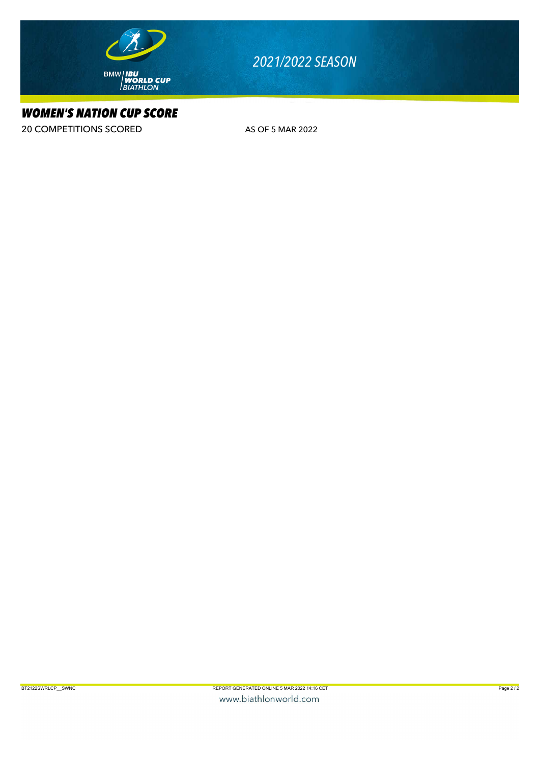## 2021/2022 SEASON

# WOMEN'S NATION CUP SCORE

20 COMPETITIONS SCORED

AS OF 5 MAR 2022